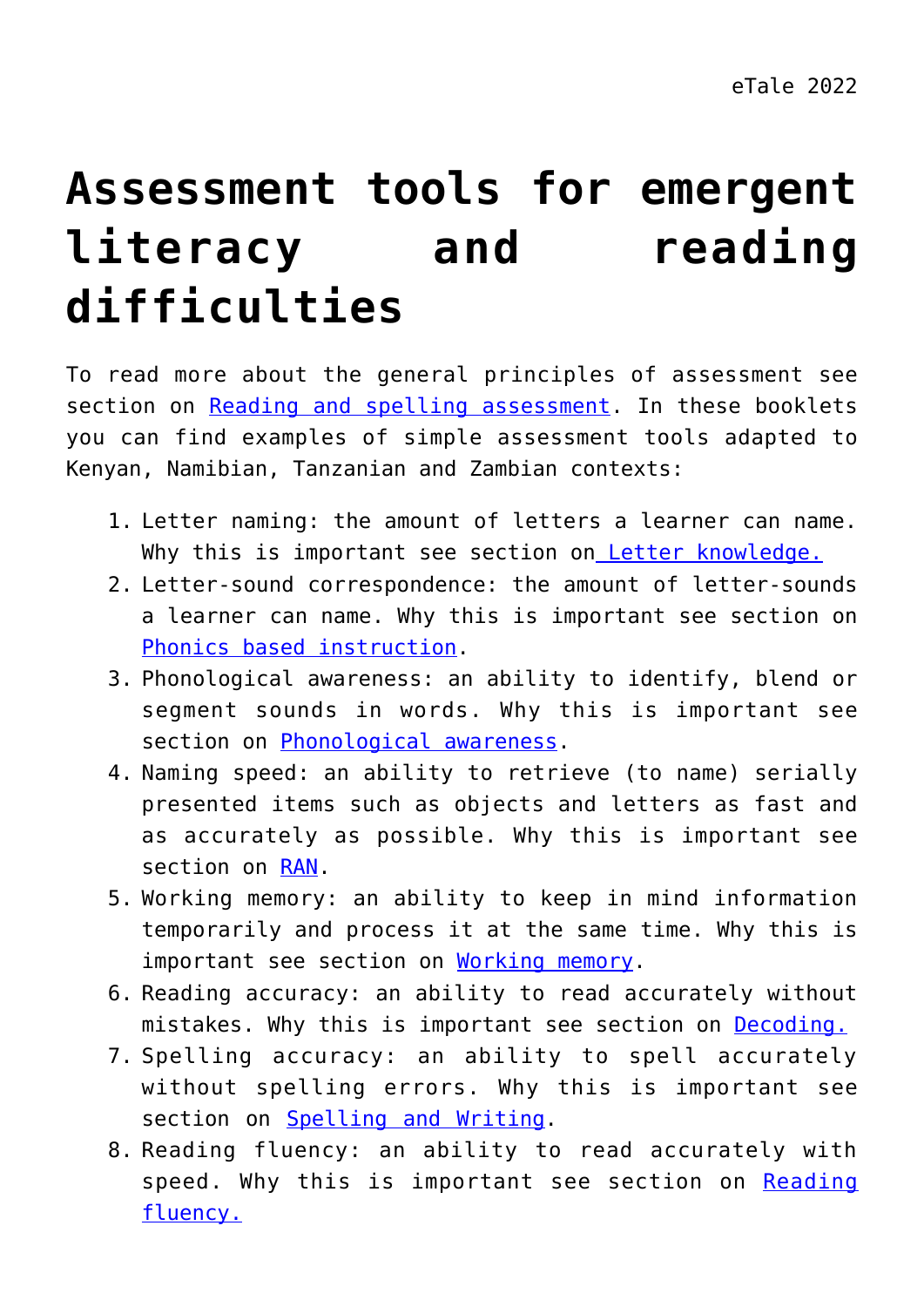# Assessment tools for emergent literacy and reading difficulties

To read more about the general principles of assessment see section on Reading and spelling assessment. In these booklets you can find examples of simple assessment tools adapted to Kenyan, Namibian, Tanzanian and Zambian contexts:

1. Letter naming: the amount of letters a learner can name. Why this is important see section on Letter knowledge.
2. Letter-sound correspondence: the amount of letter-sounds a learner can name. Why this is important see section on Phonics based instruction.
3. Phonological awareness: an ability to identify, blend or segment sounds in words. Why this is important see section on Phonological awareness.
4. Naming speed: an ability to retrieve (to name) serially presented items such as objects and letters as fast and as accurately as possible. Why this is important see section on RAN.
5. Working memory: an ability to keep in mind information temporarily and process it at the same time. Why this is important see section on Working memory.
6. Reading accuracy: an ability to read accurately without mistakes. Why this is important see section on Decoding.
7. Spelling accuracy: an ability to spell accurately without spelling errors. Why this is important see section on Spelling and Writing.
8. Reading fluency: an ability to read accurately with speed. Why this is important see section on Reading fluency.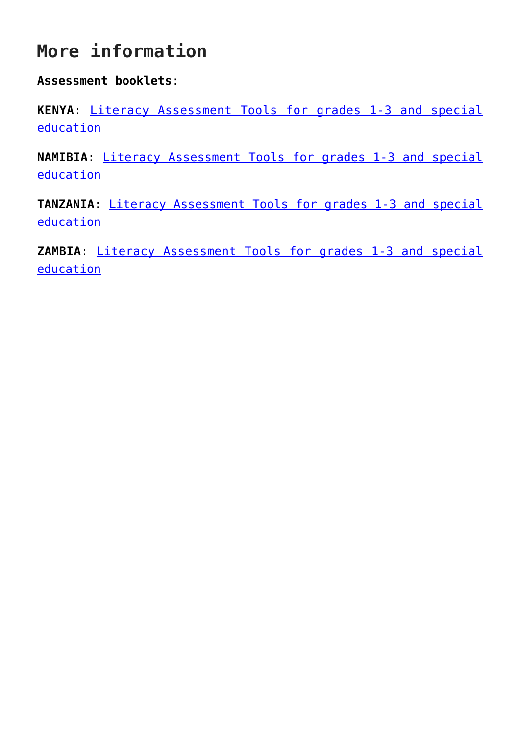## More information

**Assessment booklets**:

**KENYA**: Literacy Assessment Tools for grades 1-3 and special education

**NAMIBIA**: Literacy Assessment Tools for grades 1-3 and special education

**TANZANIA**: Literacy Assessment Tools for grades 1-3 and special education

**ZAMBIA**: Literacy Assessment Tools for grades 1-3 and special education